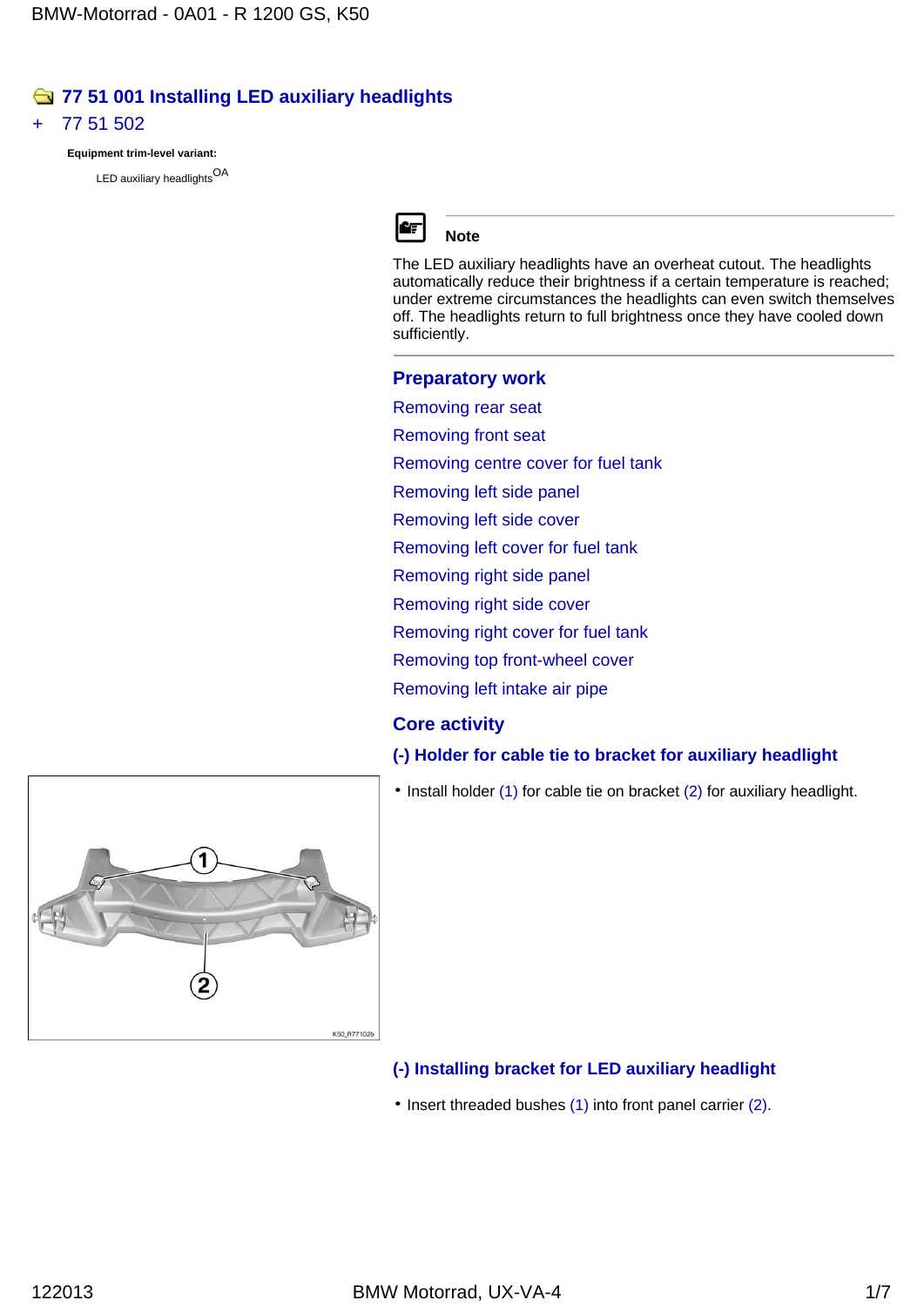# 77 51 001 Installing LED auxiliary headlights

\+ 77 51 502

**Equipment trim-level variant:**

LED auxiliary headlights[OA]

**Note**

The LED auxiliary headlights have an overheat cutout. The headlights automatically reduce their brightness if a certain temperature is reached; under extreme circumstances the headlights can even switch themselves off. The headlights return to full brightness once they have cooled down sufficiently.

## Preparatory work

Removing rear seat

Removing front seat

Removing centre cover for fuel tank

Removing left side panel

Removing left side cover

Removing left cover for fuel tank

Removing right side panel

Removing right side cover

Removing right cover for fuel tank

Removing top front-wheel cover

Removing left intake air pipe

## Core activity

### (-) Holder for cable tie to bracket for auxiliary headlight

- Install holder (1) for cable tie on bracket (2) for auxiliary headlight.

K50_R77102b

### (-) Installing bracket for LED auxiliary headlight

- Insert threaded bushes (1) into front panel carrier (2).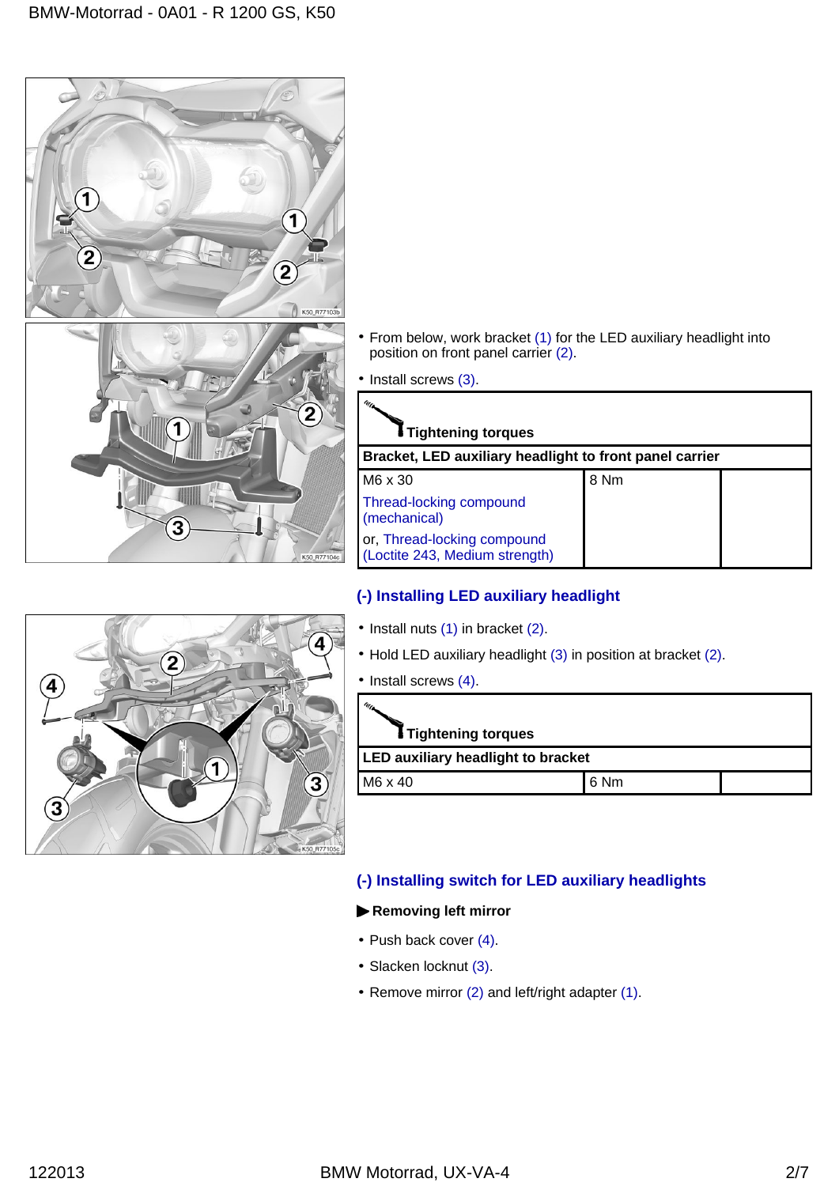- From below, work bracket (1) for the LED auxiliary headlight into position on front panel carrier (2).
- Install screws (3).

| Tightening torques | | |
|---|---|---|
| **Bracket, LED auxiliary headlight to front panel carrier** | | |
| M6 x 30<br>Thread-locking compound (mechanical)<br>or, Thread-locking compound (Loctite 243, Medium strength) | 8 Nm | |

## (-) Installing LED auxiliary headlight

- Install nuts (1) in bracket (2).
- Hold LED auxiliary headlight (3) in position at bracket (2).
- Install screws (4).

| Tightening torques | | |
|---|---|---|
| **LED auxiliary headlight to bracket** | | |
| M6 x 40 | 6 Nm | |

## (-) Installing switch for LED auxiliary headlights

**▶ Removing left mirror**

- Push back cover (4).
- Slacken locknut (3).
- Remove mirror (2) and left/right adapter (1).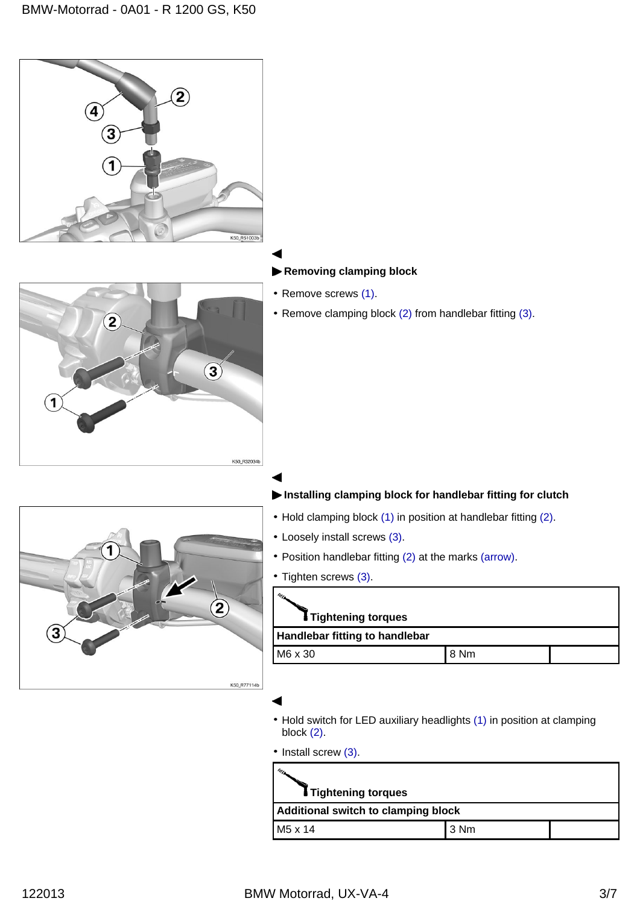◀

▶ **Removing clamping block**

- Remove screws (1).
- Remove clamping block (2) from handlebar fitting (3).

◀

▶ **Installing clamping block for handlebar fitting for clutch**

- Hold clamping block (1) in position at handlebar fitting (2).
- Loosely install screws (3).
- Position handlebar fitting (2) at the marks (arrow).
- Tighten screws (3).

| **Tightening torques** | | |
|---|---|---|
| **Handlebar fitting to handlebar** | | |
| M6 x 30 | 8 Nm | |

◀

- Hold switch for LED auxiliary headlights (1) in position at clamping block (2).
- Install screw (3).

| **Tightening torques** | | |
|---|---|---|
| **Additional switch to clamping block** | | |
| M5 x 14 | 3 Nm | |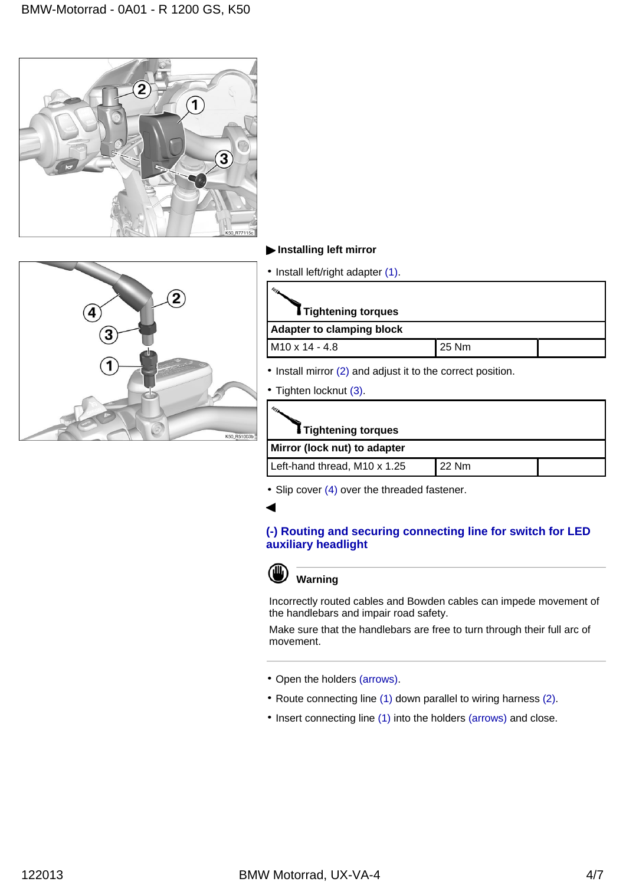▶ **Installing left mirror**

- Install left/right adapter (1).

| Tightening torques | | |
|---|---|---|
| **Adapter to clamping block** | | |
| M10 x 14 - 4.8 | 25 Nm | |

- Install mirror (2) and adjust it to the correct position.
- Tighten locknut (3).

| Tightening torques | | |
|---|---|---|
| **Mirror (lock nut) to adapter** | | |
| Left-hand thread, M10 x 1.25 | 22 Nm | |

- Slip cover (4) over the threaded fastener.

◀

## (-) Routing and securing connecting line for switch for LED auxiliary headlight

**Warning**

Incorrectly routed cables and Bowden cables can impede movement of the handlebars and impair road safety.

Make sure that the handlebars are free to turn through their full arc of movement.

- Open the holders (arrows).
- Route connecting line (1) down parallel to wiring harness (2).
- Insert connecting line (1) into the holders (arrows) and close.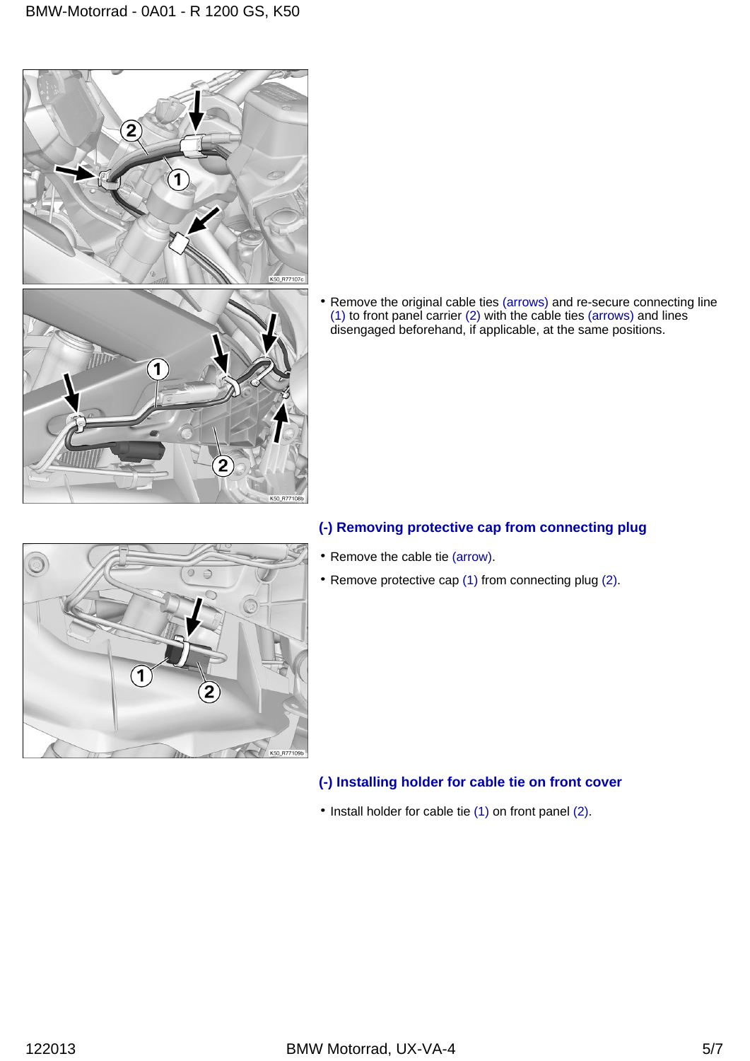- Remove the original cable ties (arrows) and re-secure connecting line (1) to front panel carrier (2) with the cable ties (arrows) and lines disengaged beforehand, if applicable, at the same positions.

### (-) Removing protective cap from connecting plug

- Remove the cable tie (arrow).
- Remove protective cap (1) from connecting plug (2).

### (-) Installing holder for cable tie on front cover

- Install holder for cable tie (1) on front panel (2).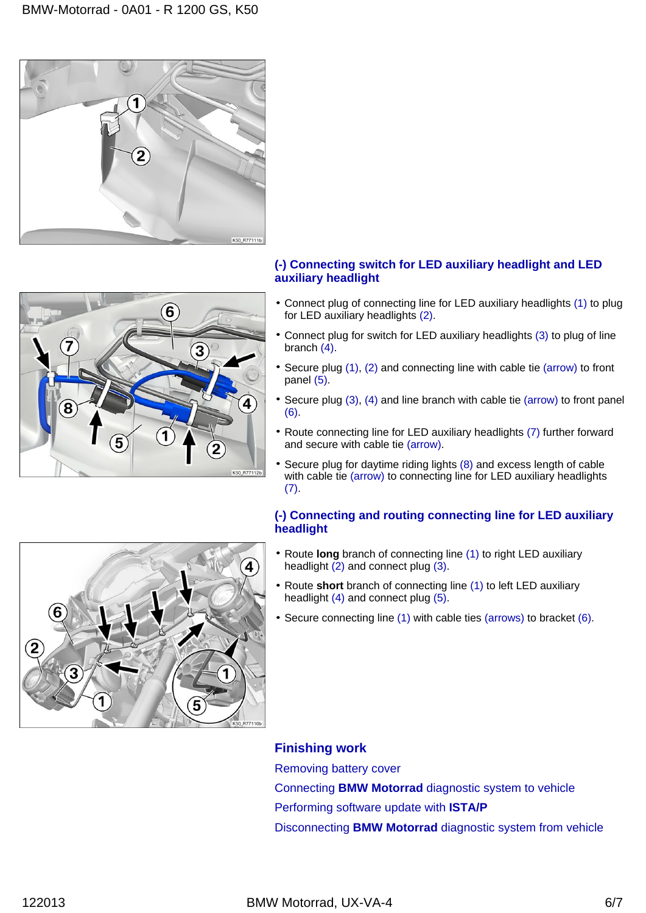## (-) Connecting switch for LED auxiliary headlight and LED auxiliary headlight

- Connect plug of connecting line for LED auxiliary headlights (1) to plug for LED auxiliary headlights (2).
- Connect plug for switch for LED auxiliary headlights (3) to plug of line branch (4).
- Secure plug (1), (2) and connecting line with cable tie (arrow) to front panel (5).
- Secure plug (3), (4) and line branch with cable tie (arrow) to front panel (6).
- Route connecting line for LED auxiliary headlights (7) further forward and secure with cable tie (arrow).
- Secure plug for daytime riding lights (8) and excess length of cable with cable tie (arrow) to connecting line for LED auxiliary headlights (7).

## (-) Connecting and routing connecting line for LED auxiliary headlight

- Route **long** branch of connecting line (1) to right LED auxiliary headlight (2) and connect plug (3).
- Route **short** branch of connecting line (1) to left LED auxiliary headlight (4) and connect plug (5).
- Secure connecting line (1) with cable ties (arrows) to bracket (6).

## Finishing work

Removing battery cover

Connecting **BMW Motorrad** diagnostic system to vehicle

Performing software update with **ISTA/P**

Disconnecting **BMW Motorrad** diagnostic system from vehicle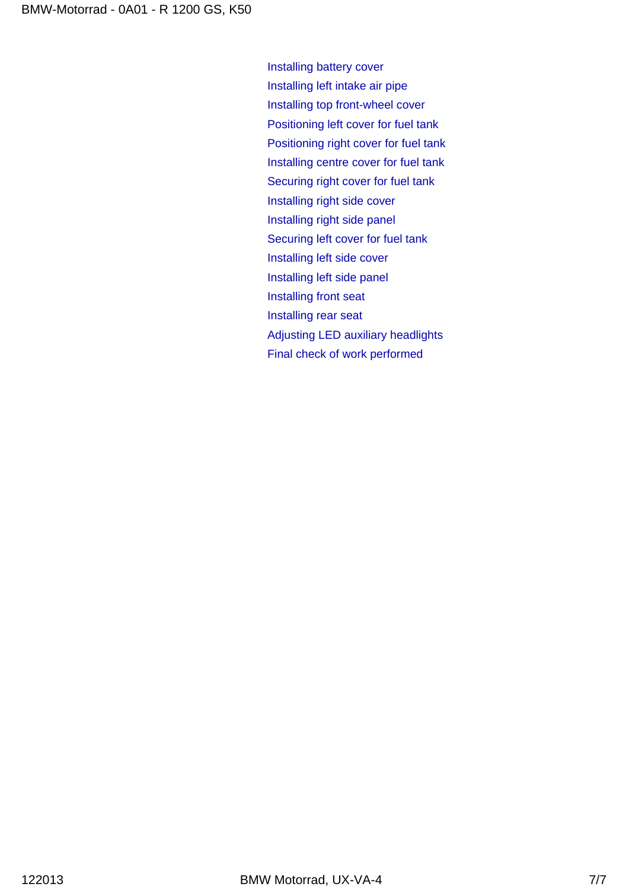- Installing battery cover
- Installing left intake air pipe
- Installing top front-wheel cover
- Positioning left cover for fuel tank
- Positioning right cover for fuel tank
- Installing centre cover for fuel tank
- Securing right cover for fuel tank
- Installing right side cover
- Installing right side panel
- Securing left cover for fuel tank
- Installing left side cover
- Installing left side panel
- Installing front seat
- Installing rear seat
- Adjusting LED auxiliary headlights
- Final check of work performed